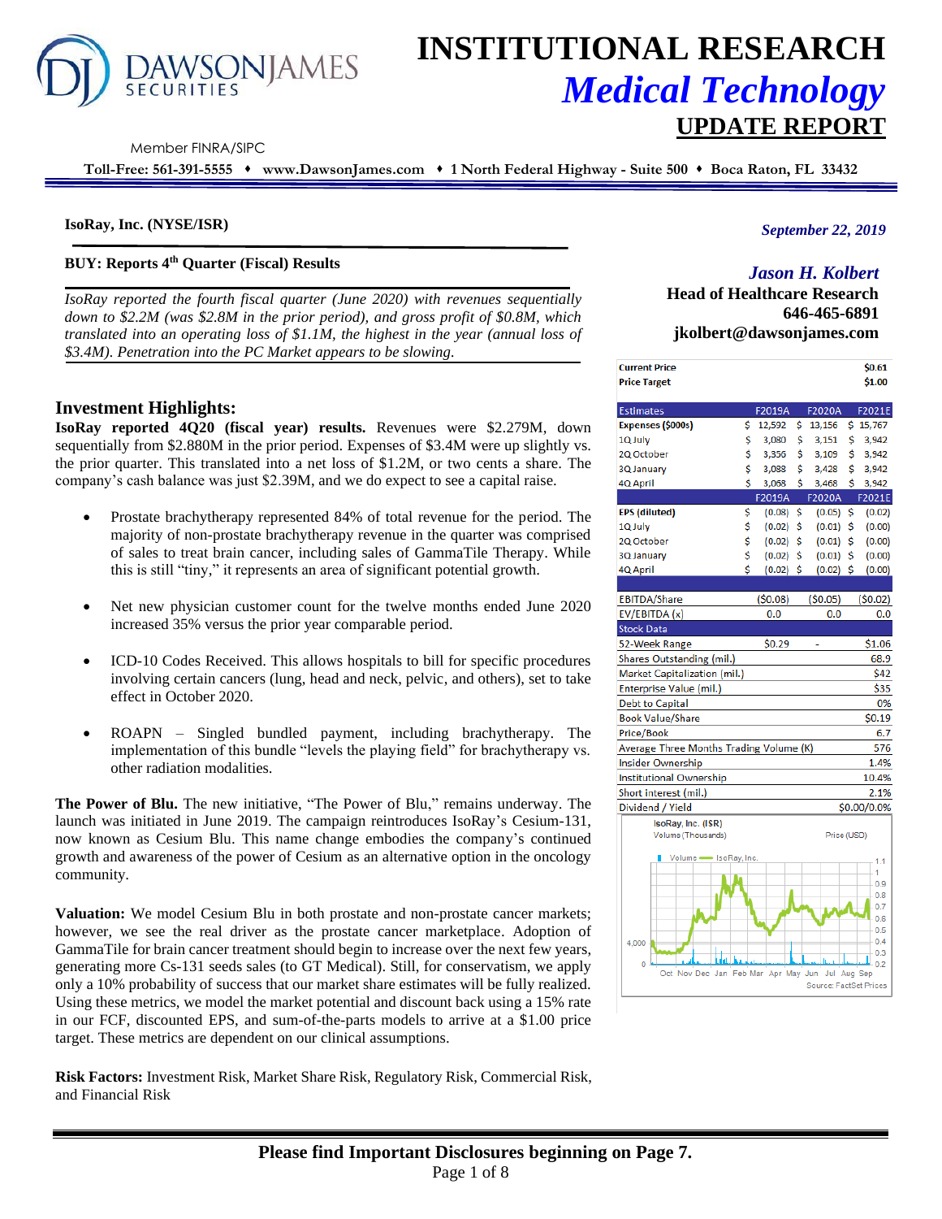# INSTITUTIONAL RESEARCH
## *Medical Technology*
## UPDATE REPORT

Member FINRA/SIPC

**Toll-Free: 561-391-5555 ♦ www.DawsonJames.com ♦ 1 North Federal Highway - Suite 500 ♦ Boca Raton, FL 33432**

**IsoRay, Inc. (NYSE/ISR)**

*September 22, 2019*

**BUY: Reports 4th Quarter (Fiscal) Results**

*IsoRay reported the fourth fiscal quarter (June 2020) with revenues sequentially down to $2.2M (was $2.8M in the prior period), and gross profit of $0.8M, which translated into an operating loss of $1.1M, the highest in the year (annual loss of $3.4M). Penetration into the PC Market appears to be slowing.*

***Jason H. Kolbert***
**Head of Healthcare Research**
**646-465-6891**
**jkolbert@dawsonjames.com**

| | | | |
|---|---|---|---|
| **Current Price** | | | **$0.61** |
| **Price Target** | | | **$1.00** |
| **Estimates** | **F2019A** | **F2020A** | **F2021E** |
| **Expenses ($000s)** | $ 12,592 | $ 13,156 | $ 15,767 |
| 1Q July | $ 3,080 | $ 3,151 | $ 3,942 |
| 2Q October | $ 3,356 | $ 3,109 | $ 3,942 |
| 3Q January | $ 3,088 | $ 3,428 | $ 3,942 |
| 4Q April | $ 3,068 | $ 3,468 | $ 3,942 |
| | **F2019A** | **F2020A** | **F2021E** |
| **EPS (diluted)** | $ (0.08) | $ (0.05) | $ (0.02) |
| 1Q July | $ (0.02) | $ (0.01) | $ (0.00) |
| 2Q October | $ (0.02) | $ (0.01) | $ (0.00) |
| 3Q January | $ (0.02) | $ (0.01) | $ (0.00) |
| 4Q April | $ (0.02) | $ (0.02) | $ (0.00) |
| EBITDA/Share | ($0.08) | ($0.05) | ($0.02) |
| EV/EBITDA (x) | 0.0 | 0.0 | 0.0 |
| **Stock Data** | | | |
| 52-Week Range | $0.29 | - | $1.06 |
| Shares Outstanding (mil.) | | | 68.9 |
| Market Capitalization (mil.) | | | $42 |
| Enterprise Value (mil.) | | | $35 |
| Debt to Capital | | | 0% |
| Book Value/Share | | | $0.19 |
| Price/Book | | | 6.7 |
| Average Three Months Trading Volume (K) | | | 576 |
| Insider Ownership | | | 1.4% |
| Institutional Ownership | | | 10.4% |
| Short interest (mil.) | | | 2.1% |
| Dividend / Yield | | | $0.00/0.0% |

## Investment Highlights:

**IsoRay reported 4Q20 (fiscal year) results.** Revenues were $2.279M, down sequentially from $2.880M in the prior period. Expenses of $3.4M were up slightly vs. the prior quarter. This translated into a net loss of $1.2M, or two cents a share. The company's cash balance was just $2.39M, and we do expect to see a capital raise.

- Prostate brachytherapy represented 84% of total revenue for the period. The majority of non-prostate brachytherapy revenue in the quarter was comprised of sales to treat brain cancer, including sales of GammaTile Therapy. While this is still "tiny," it represents an area of significant potential growth.
- Net new physician customer count for the twelve months ended June 2020 increased 35% versus the prior year comparable period.
- ICD-10 Codes Received. This allows hospitals to bill for specific procedures involving certain cancers (lung, head and neck, pelvic, and others), set to take effect in October 2020.
- ROAPN – Singled bundled payment, including brachytherapy. The implementation of this bundle "levels the playing field" for brachytherapy vs. other radiation modalities.

**The Power of Blu.** The new initiative, "The Power of Blu," remains underway. The launch was initiated in June 2019. The campaign reintroduces IsoRay's Cesium-131, now known as Cesium Blu. This name change embodies the company's continued growth and awareness of the power of Cesium as an alternative option in the oncology community.

**Valuation:** We model Cesium Blu in both prostate and non-prostate cancer markets; however, we see the real driver as the prostate cancer marketplace. Adoption of GammaTile for brain cancer treatment should begin to increase over the next few years, generating more Cs-131 seeds sales (to GT Medical). Still, for conservatism, we apply only a 10% probability of success that our market share estimates will be fully realized. Using these metrics, we model the market potential and discount back using a 15% rate in our FCF, discounted EPS, and sum-of-the-parts models to arrive at a $1.00 price target. These metrics are dependent on our clinical assumptions.

**Risk Factors:** Investment Risk, Market Share Risk, Regulatory Risk, Commercial Risk, and Financial Risk

**Please find Important Disclosures beginning on Page 7.**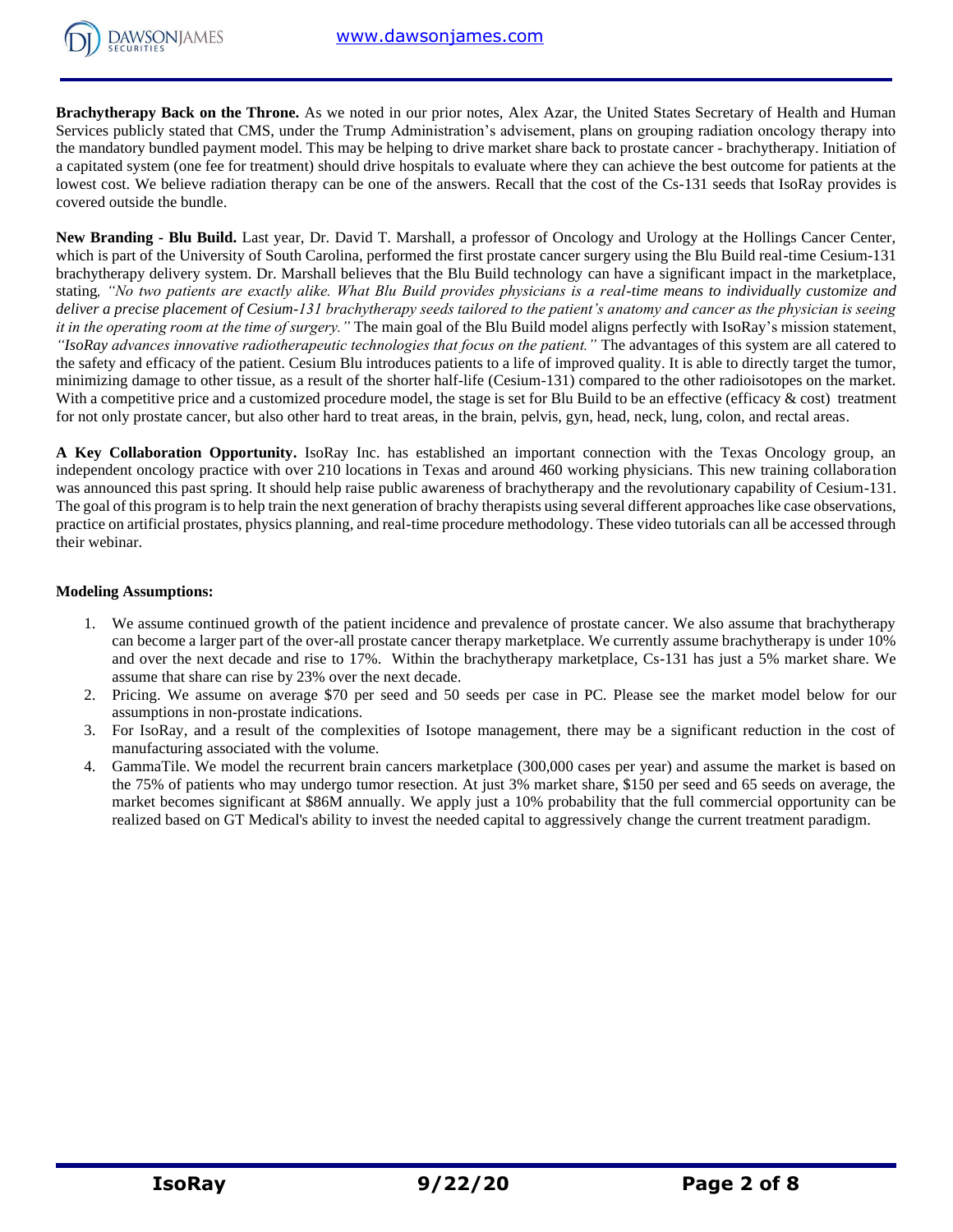**Brachytherapy Back on the Throne.** As we noted in our prior notes, Alex Azar, the United States Secretary of Health and Human Services publicly stated that CMS, under the Trump Administration's advisement, plans on grouping radiation oncology therapy into the mandatory bundled payment model. This may be helping to drive market share back to prostate cancer - brachytherapy. Initiation of a capitated system (one fee for treatment) should drive hospitals to evaluate where they can achieve the best outcome for patients at the lowest cost. We believe radiation therapy can be one of the answers. Recall that the cost of the Cs-131 seeds that IsoRay provides is covered outside the bundle.

**New Branding - Blu Build.** Last year, Dr. David T. Marshall, a professor of Oncology and Urology at the Hollings Cancer Center, which is part of the University of South Carolina, performed the first prostate cancer surgery using the Blu Build real-time Cesium-131 brachytherapy delivery system. Dr. Marshall believes that the Blu Build technology can have a significant impact in the marketplace, stating, *"No two patients are exactly alike. What Blu Build provides physicians is a real-time means to individually customize and deliver a precise placement of Cesium-131 brachytherapy seeds tailored to the patient's anatomy and cancer as the physician is seeing it in the operating room at the time of surgery."* The main goal of the Blu Build model aligns perfectly with IsoRay's mission statement, *"IsoRay advances innovative radiotherapeutic technologies that focus on the patient."* The advantages of this system are all catered to the safety and efficacy of the patient. Cesium Blu introduces patients to a life of improved quality. It is able to directly target the tumor, minimizing damage to other tissue, as a result of the shorter half-life (Cesium-131) compared to the other radioisotopes on the market. With a competitive price and a customized procedure model, the stage is set for Blu Build to be an effective (efficacy & cost) treatment for not only prostate cancer, but also other hard to treat areas, in the brain, pelvis, gyn, head, neck, lung, colon, and rectal areas.

**A Key Collaboration Opportunity.** IsoRay Inc. has established an important connection with the Texas Oncology group, an independent oncology practice with over 210 locations in Texas and around 460 working physicians. This new training collaboration was announced this past spring. It should help raise public awareness of brachytherapy and the revolutionary capability of Cesium-131. The goal of this program is to help train the next generation of brachy therapists using several different approaches like case observations, practice on artificial prostates, physics planning, and real-time procedure methodology. These video tutorials can all be accessed through their webinar.

**Modeling Assumptions:**

1. We assume continued growth of the patient incidence and prevalence of prostate cancer. We also assume that brachytherapy can become a larger part of the over-all prostate cancer therapy marketplace. We currently assume brachytherapy is under 10% and over the next decade and rise to 17%. Within the brachytherapy marketplace, Cs-131 has just a 5% market share. We assume that share can rise by 23% over the next decade.
2. Pricing. We assume on average $70 per seed and 50 seeds per case in PC. Please see the market model below for our assumptions in non-prostate indications.
3. For IsoRay, and a result of the complexities of Isotope management, there may be a significant reduction in the cost of manufacturing associated with the volume.
4. GammaTile. We model the recurrent brain cancers marketplace (300,000 cases per year) and assume the market is based on the 75% of patients who may undergo tumor resection. At just 3% market share, $150 per seed and 65 seeds on average, the market becomes significant at $86M annually. We apply just a 10% probability that the full commercial opportunity can be realized based on GT Medical's ability to invest the needed capital to aggressively change the current treatment paradigm.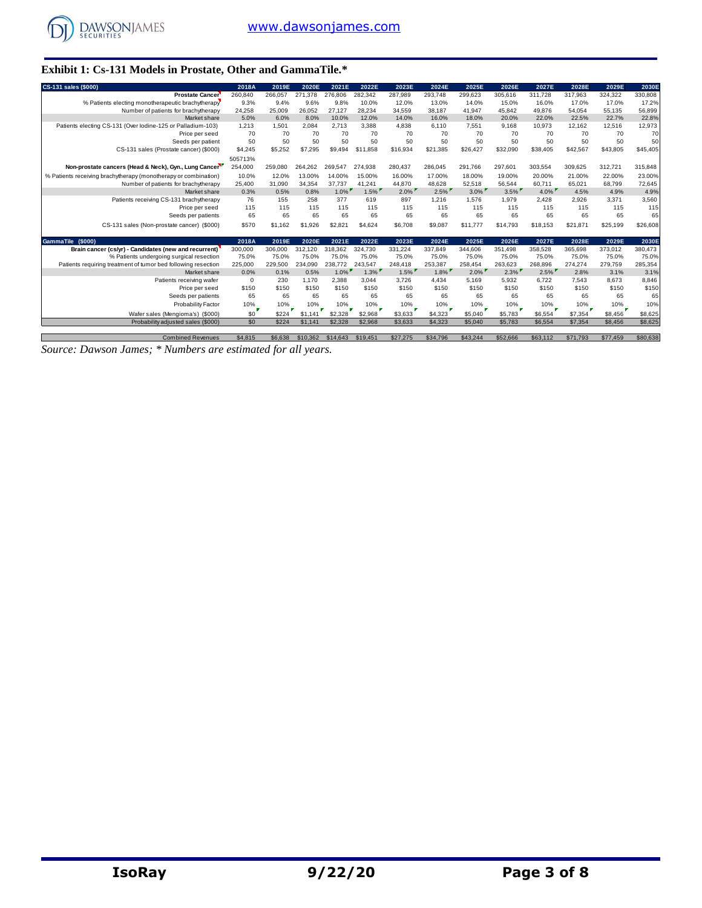## Exhibit 1: Cs-131 Models in Prostate, Other and GammaTile.*

| CS-131 sales ($000) | 2018A | 2019E | 2020E | 2021E | 2022E | 2023E | 2024E | 2025E | 2026E | 2027E | 2028E | 2029E | 2030E |
|---|---|---|---|---|---|---|---|---|---|---|---|---|---|
| **Prostate Cancer** | 260,840 | 266,057 | 271,378 | 276,806 | 282,342 | 287,989 | 293,748 | 299,623 | 305,616 | 311,728 | 317,963 | 324,322 | 330,808 |
| % Patients electing monotherapeutic brachytherapy | 9.3% | 9.4% | 9.6% | 9.8% | 10.0% | 12.0% | 13.0% | 14.0% | 15.0% | 16.0% | 17.0% | 17.0% | 17.2% |
| Number of patients for brachytherapy | 24,258 | 25,009 | 26,052 | 27,127 | 28,234 | 34,559 | 38,187 | 41,947 | 45,842 | 49,876 | 54,054 | 55,135 | 56,899 |
| Market share | 5.0% | 6.0% | 8.0% | 10.0% | 12.0% | 14.0% | 16.0% | 18.0% | 20.0% | 22.0% | 22.5% | 22.7% | 22.8% |
| Patients electing CS-131 (Over Iodine-125 or Palladium-103) | 1,213 | 1,501 | 2,084 | 2,713 | 3,388 | 4,838 | 6,110 | 7,551 | 9,168 | 10,973 | 12,162 | 12,516 | 12,973 |
| Price per seed | 70 | 70 | 70 | 70 | 70 | 70 | 70 | 70 | 70 | 70 | 70 | 70 | 70 |
| Seeds per patient | 50 | 50 | 50 | 50 | 50 | 50 | 50 | 50 | 50 | 50 | 50 | 50 | 50 |
| CS-131 sales (Prostate cancer) ($000) | $4,245 | $5,252 | $7,295 | $9,494 | $11,858 | $16,934 | $21,385 | $26,427 | $32,090 | $38,405 | $42,567 | $43,805 | $45,405 |
| | 505713% | | | | | | | | | | | | |
| **Non-prostate cancers (Head & Neck), Gyn., Lung Cancer** | 254,000 | 259,080 | 264,262 | 269,547 | 274,938 | 280,437 | 286,045 | 291,766 | 297,601 | 303,554 | 309,625 | 312,721 | 315,848 |
| % Patients receiving brachytherapy (monotherapy or combination) | 10.0% | 12.0% | 13.00% | 14.00% | 15.00% | 16.00% | 17.00% | 18.00% | 19.00% | 20.00% | 21.00% | 22.00% | 23.00% |
| Number of patients for brachytherapy | 25,400 | 31,090 | 34,354 | 37,737 | 41,241 | 44,870 | 48,628 | 52,518 | 56,544 | 60,711 | 65,021 | 68,799 | 72,645 |
| Market share | 0.3% | 0.5% | 0.8% | 1.0% | 1.5% | 2.0% | 2.5% | 3.0% | 3.5% | 4.0% | 4.5% | 4.9% | 4.9% |
| Patients receiving CS-131 brachytherapy | 76 | 155 | 258 | 377 | 619 | 897 | 1,216 | 1,576 | 1,979 | 2,428 | 2,926 | 3,371 | 3,560 |
| Price per seed | 115 | 115 | 115 | 115 | 115 | 115 | 115 | 115 | 115 | 115 | 115 | 115 | 115 |
| Seeds per patients | 65 | 65 | 65 | 65 | 65 | 65 | 65 | 65 | 65 | 65 | 65 | 65 | 65 |
| CS-131 sales (Non-prostate cancer) ($000) | $570 | $1,162 | $1,926 | $2,821 | $4,624 | $6,708 | $9,087 | $11,777 | $14,793 | $18,153 | $21,871 | $25,199 | $26,608 |
| **GammaTile ($000)** | **2018A** | **2019E** | **2020E** | **2021E** | **2022E** | **2023E** | **2024E** | **2025E** | **2026E** | **2027E** | **2028E** | **2029E** | **2030E** |
| **Brain cancer (cs/yr) - Candidates (new and recurrent)** | 300,000 | 306,000 | 312,120 | 318,362 | 324,730 | 331,224 | 337,849 | 344,606 | 351,498 | 358,528 | 365,698 | 373,012 | 380,473 |
| % Patients undergoing surgical resection | 75.0% | 75.0% | 75.0% | 75.0% | 75.0% | 75.0% | 75.0% | 75.0% | 75.0% | 75.0% | 75.0% | 75.0% | 75.0% |
| Patients requiring treatment of tumor bed following resection | 225,000 | 229,500 | 234,090 | 238,772 | 243,547 | 248,418 | 253,387 | 258,454 | 263,623 | 268,896 | 274,274 | 279,759 | 285,354 |
| Market share | 0.0% | 0.1% | 0.5% | 1.0% | 1.3% | 1.5% | 1.8% | 2.0% | 2.3% | 2.5% | 2.8% | 3.1% | 3.1% |
| Patients receiving wafer | 0 | 230 | 1,170 | 2,388 | 3,044 | 3,726 | 4,434 | 5,169 | 5,932 | 6,722 | 7,543 | 8,673 | 8,846 |
| Price per seed | $150 | $150 | $150 | $150 | $150 | $150 | $150 | $150 | $150 | $150 | $150 | $150 | $150 |
| Seeds per patients | 65 | 65 | 65 | 65 | 65 | 65 | 65 | 65 | 65 | 65 | 65 | 65 | 65 |
| Probability Factor | 10% | 10% | 10% | 10% | 10% | 10% | 10% | 10% | 10% | 10% | 10% | 10% | 10% |
| Wafer sales (Mengioma's) ($000) | $0 | $224 | $1,141 | $2,328 | $2,968 | $3,633 | $4,323 | $5,040 | $5,783 | $6,554 | $7,354 | $8,456 | $8,625 |
| Probability adjusted sales ($000) | $0 | $224 | $1,141 | $2,328 | $2,968 | $3,633 | $4,323 | $5,040 | $5,783 | $6,554 | $7,354 | $8,456 | $8,625 |
| Combined Revenues | $4,815 | $6,638 | $10,362 | $14,643 | $19,451 | $27,275 | $34,796 | $43,244 | $52,666 | $63,112 | $71,793 | $77,459 | $80,638 |

*Source: Dawson James; * Numbers are estimated for all years.*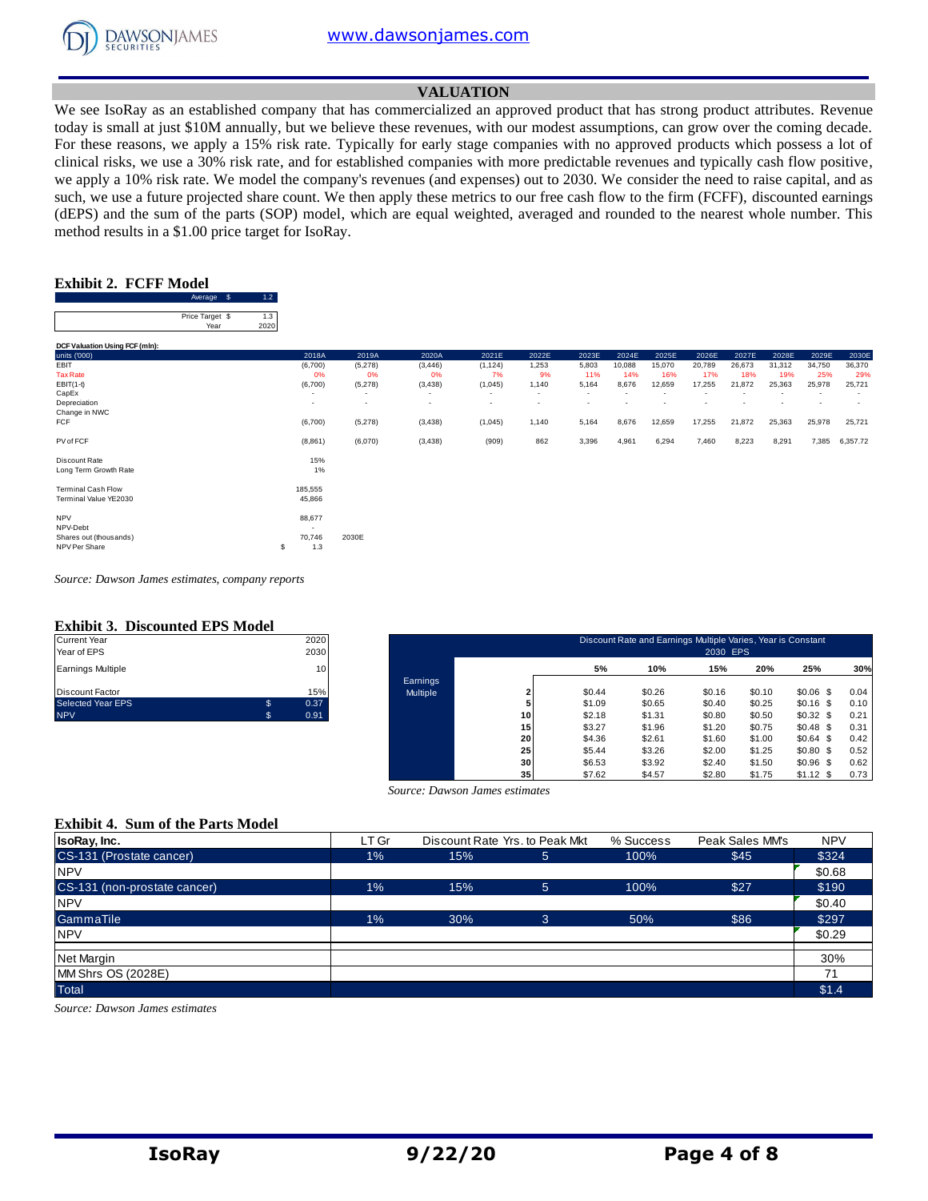## VALUATION

We see IsoRay as an established company that has commercialized an approved product that has strong product attributes. Revenue today is small at just $10M annually, but we believe these revenues, with our modest assumptions, can grow over the coming decade. For these reasons, we apply a 15% risk rate. Typically for early stage companies with no approved products which possess a lot of clinical risks, we use a 30% risk rate, and for established companies with more predictable revenues and typically cash flow positive, we apply a 10% risk rate. We model the company's revenues (and expenses) out to 2030. We consider the need to raise capital, and as such, we use a future projected share count. We then apply these metrics to our free cash flow to the firm (FCFF), discounted earnings (dEPS) and the sum of the parts (SOP) model, which are equal weighted, averaged and rounded to the nearest whole number. This method results in a $1.00 price target for IsoRay.

### Exhibit 2. FCFF Model

| | | |
|---|---|---|
| Average | $ | 1.2 |
| Price Target | $ | 1.3 |
| Year | | 2020 |

**DCF Valuation Using FCF (mln):**

| units ('000) | 2018A | 2019A | 2020A | 2021E | 2022E | 2023E | 2024E | 2025E | 2026E | 2027E | 2028E | 2029E | 2030E |
|---|---|---|---|---|---|---|---|---|---|---|---|---|---|
| EBIT | (6,700) | (5,278) | (3,446) | (1,124) | 1,253 | 5,803 | 10,088 | 15,070 | 20,789 | 26,673 | 31,312 | 34,750 | 36,370 |
| Tax Rate | 0% | 0% | 0% | 7% | 9% | 11% | 14% | 16% | 17% | 18% | 19% | 25% | 29% |
| EBIT(1-t) | (6,700) | (5,278) | (3,438) | (1,045) | 1,140 | 5,164 | 8,676 | 12,659 | 17,255 | 21,872 | 25,363 | 25,978 | 25,721 |
| CapEx | - | - | - | - | - | - | - | - | - | - | - | - | - |
| Depreciation | - | - | - | - | - | - | - | - | - | - | - | - | - |
| Change in NWC | | | | | | | | | | | | | |
| FCF | (6,700) | (5,278) | (3,438) | (1,045) | 1,140 | 5,164 | 8,676 | 12,659 | 17,255 | 21,872 | 25,363 | 25,978 | 25,721 |
| | | | | | | | | | | | | | |
| PV of FCF | (8,861) | (6,070) | (3,438) | (909) | 862 | 3,396 | 4,961 | 6,294 | 7,460 | 8,223 | 8,291 | 7,385 | 6,357.72 |

| | | |
|---|---|---|
| Discount Rate | 15% | |
| Long Term Growth Rate | 1% | |
| Terminal Cash Flow | 185,555 | |
| Terminal Value YE2030 | 45,866 | |
| NPV | 88,677 | |
| NPV-Debt | - | |
| Shares out (thousands) | 70,746 | 2030E |
| NPV Per Share | $ 1.3 | |

*Source: Dawson James estimates, company reports*

### Exhibit 3. Discounted EPS Model

| | | |
|---|---|---|
| Current Year | | 2020 |
| Year of EPS | | 2030 |
| Earnings Multiple | | 10 |
| Discount Factor | | 15% |
| Selected Year EPS | $ | 0.37 |
| NPV | $ | 0.91 |

Discount Rate and Earnings Multiple Varies, Year is Constant — 2030 EPS

| Earnings Multiple | 5% | 10% | 15% | 20% | 25% | 30% |
|---|---|---|---|---|---|---|
| 2 | $0.44 | $0.26 | $0.16 | $0.10 | $0.06 | $ 0.04 |
| 5 | $1.09 | $0.65 | $0.40 | $0.25 | $0.16 | $ 0.10 |
| 10 | $2.18 | $1.31 | $0.80 | $0.50 | $0.32 | $ 0.21 |
| 15 | $3.27 | $1.96 | $1.20 | $0.75 | $0.48 | $ 0.31 |
| 20 | $4.36 | $2.61 | $1.60 | $1.00 | $0.64 | $ 0.42 |
| 25 | $5.44 | $3.26 | $2.00 | $1.25 | $0.80 | $ 0.52 |
| 30 | $6.53 | $3.92 | $2.40 | $1.50 | $0.96 | $ 0.62 |
| 35 | $7.62 | $4.57 | $2.80 | $1.75 | $1.12 | $ 0.73 |

*Source: Dawson James estimates*

### Exhibit 4. Sum of the Parts Model

| IsoRay, Inc. | LT Gr | Discount Rate | Yrs. to Peak Mkt | % Success | Peak Sales MM's | NPV |
|---|---|---|---|---|---|---|
| CS-131 (Prostate cancer) | 1% | 15% | 5 | 100% | $45 | $324 |
| NPV | | | | | | $0.68 |
| CS-131 (non-prostate cancer) | 1% | 15% | 5 | 100% | $27 | $190 |
| NPV | | | | | | $0.40 |
| GammaTile | 1% | 30% | 3 | 50% | $86 | $297 |
| NPV | | | | | | $0.29 |
| | | | | | | |
| Net Margin | | | | | | 30% |
| MM Shrs OS (2028E) | | | | | | 71 |
| Total | | | | | | $1.4 |

*Source: Dawson James estimates*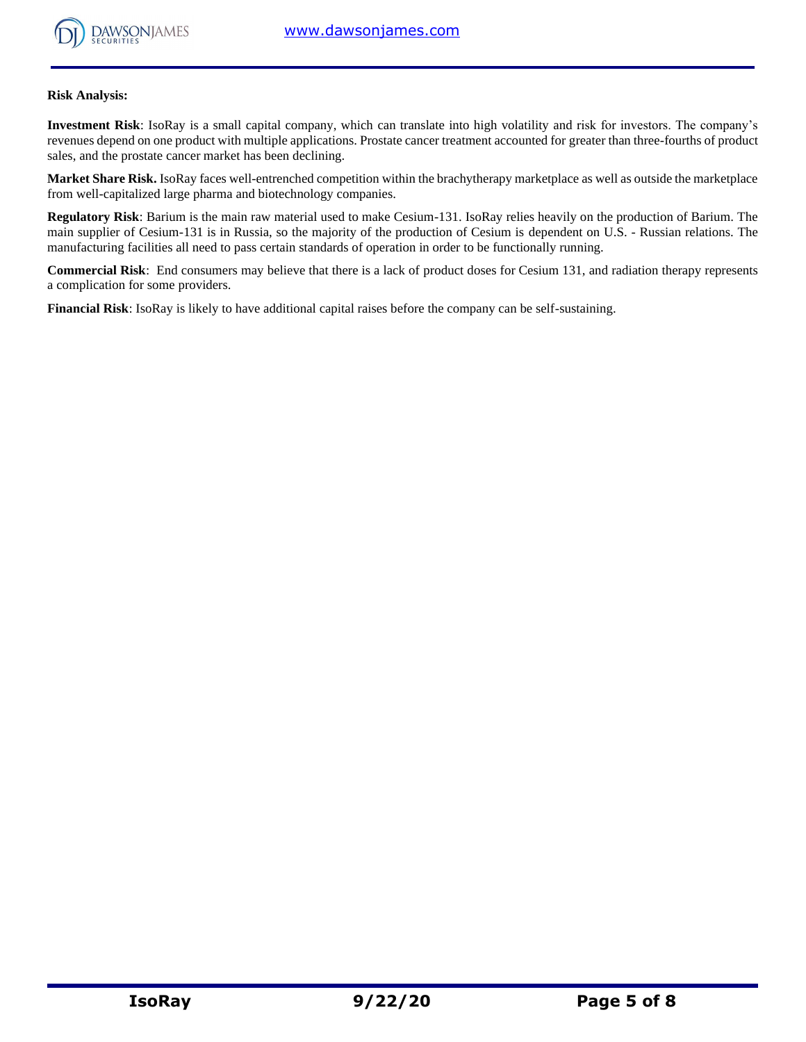**Risk Analysis:**

**Investment Risk**: IsoRay is a small capital company, which can translate into high volatility and risk for investors. The company's revenues depend on one product with multiple applications. Prostate cancer treatment accounted for greater than three-fourths of product sales, and the prostate cancer market has been declining.

**Market Share Risk.** IsoRay faces well-entrenched competition within the brachytherapy marketplace as well as outside the marketplace from well-capitalized large pharma and biotechnology companies.

**Regulatory Risk**: Barium is the main raw material used to make Cesium-131. IsoRay relies heavily on the production of Barium. The main supplier of Cesium-131 is in Russia, so the majority of the production of Cesium is dependent on U.S. - Russian relations. The manufacturing facilities all need to pass certain standards of operation in order to be functionally running.

**Commercial Risk**: End consumers may believe that there is a lack of product doses for Cesium 131, and radiation therapy represents a complication for some providers.

**Financial Risk**: IsoRay is likely to have additional capital raises before the company can be self-sustaining.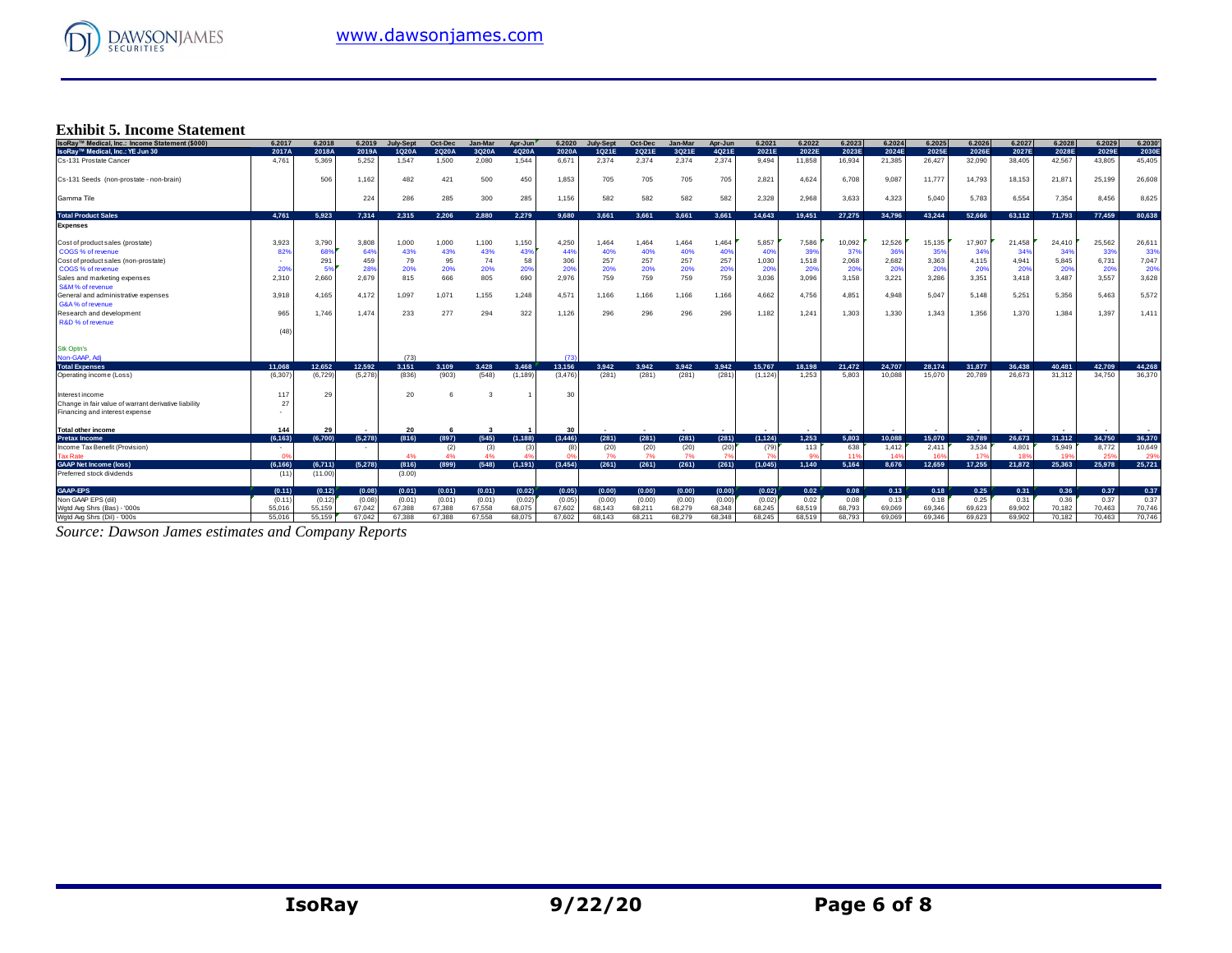### Exhibit 5. Income Statement

| IsoRay™ Medical, Inc.: Income Statement ($000) | 6.2017 | 6.2018 | 6.2019 | July-Sept | Oct-Dec | Jan-Mar | Apr-Jun | 6.2020 | July-Sept | Oct-Dec | Jan-Mar | Apr-Jun | 6.2021 | 6.2022 | 6.2023 | 6.2024 | 6.2025 | 6.2026 | 6.2027 | 6.2028 | 6.2029 | 6.2030 |
|---|---|---|---|---|---|---|---|---|---|---|---|---|---|---|---|---|---|---|---|---|---|---|
| IsoRay™ Medical, Inc.: YE Jun 30 | 2017A | 2018A | 2019A | 1Q20A | 2Q20A | 3Q20A | 4Q20A | 2020A | 1Q21E | 2Q21E | 3Q21E | 4Q21E | 2021E | 2022E | 2023E | 2024E | 2025E | 2026E | 2027E | 2028E | 2029E | 2030E |
| Cs-131 Prostate Cancer | 4,761 | 5,369 | 5,252 | 1,547 | 1,500 | 2,080 | 1,544 | 6,671 | 2,374 | 2,374 | 2,374 | 2,374 | 9,494 | 11,858 | 16,934 | 21,385 | 26,427 | 32,090 | 38,405 | 42,567 | 43,805 | 45,405 |
| Cs-131 Seeds (non-prostate - non-brain) | | 506 | 1,162 | 482 | 421 | 500 | 450 | 1,853 | 705 | 705 | 705 | 705 | 2,821 | 4,624 | 6,708 | 9,087 | 11,777 | 14,793 | 18,153 | 21,871 | 25,199 | 26,608 |
| Gamma Tile | | | 224 | 286 | 285 | 300 | 285 | 1,156 | 582 | 582 | 582 | 582 | 2,328 | 2,968 | 3,633 | 4,323 | 5,040 | 5,783 | 6,554 | 7,354 | 8,456 | 8,625 |
| **Total Product Sales** | **4,761** | **5,923** | **7,314** | **2,315** | **2,206** | **2,880** | **2,279** | **9,680** | **3,661** | **3,661** | **3,661** | **3,661** | **14,643** | **19,451** | **27,275** | **34,796** | **43,244** | **52,666** | **63,112** | **71,793** | **77,459** | **80,638** |
| **Expenses** | | | | | | | | | | | | | | | | | | | | | | |
| Cost of product sales (prostate) | 3,923 | 3,790 | 3,808 | 1,000 | 1,000 | 1,100 | 1,150 | 4,250 | 1,464 | 1,464 | 1,464 | 1,464 | 5,857 | 7,586 | 10,092 | 12,526 | 15,135 | 17,907 | 21,458 | 24,410 | 25,562 | 26,611 |
| COGS % of revenue | 82% | 68% | 64% | 43% | 43% | 43% | 43% | 44% | 40% | 40% | 40% | 40% | 40% | 39% | 37% | 36% | 35% | 34% | 34% | 34% | 33% | 33% |
| Cost of product sales (non-prostate) | - | 291 | 459 | 79 | 95 | 74 | 58 | 306 | 257 | 257 | 257 | 257 | 1,030 | 1,518 | 2,068 | 2,682 | 3,363 | 4,115 | 4,941 | 5,845 | 6,731 | 7,047 |
| COGS % of revenue | 20% | 5% | 28% | 20% | 20% | 20% | 20% | 20% | 20% | 20% | 20% | 20% | 20% | 20% | 20% | 20% | 20% | 20% | 20% | 20% | 20% | 20% |
| Sales and marketing expenses | 2,310 | 2,660 | 2,679 | 815 | 666 | 805 | 690 | 2,976 | 759 | 759 | 759 | 759 | 3,036 | 3,096 | 3,158 | 3,221 | 3,286 | 3,351 | 3,418 | 3,487 | 3,557 | 3,628 |
| S&M % of revenue | | | | | | | | | | | | | | | | | | | | | | |
| General and administrative expenses | 3,918 | 4,165 | 4,172 | 1,097 | 1,071 | 1,155 | 1,248 | 4,571 | 1,166 | 1,166 | 1,166 | 1,166 | 4,662 | 4,756 | 4,851 | 4,948 | 5,047 | 5,148 | 5,251 | 5,356 | 5,463 | 5,572 |
| G&A % of revenue | | | | | | | | | | | | | | | | | | | | | | |
| Research and development | 965 | 1,746 | 1,474 | 233 | 277 | 294 | 322 | 1,126 | 296 | 296 | 296 | 296 | 1,182 | 1,241 | 1,303 | 1,330 | 1,343 | 1,356 | 1,370 | 1,384 | 1,397 | 1,411 |
| R&D % of revenue | | | | | | | | | | | | | | | | | | | | | | |
| | (48) | | | | | | | | | | | | | | | | | | | | | |
| Stk Optn's | | | | | | | | | | | | | | | | | | | | | | |
| Non-GAAP, Adj | | | | (73) | | | | (73) | | | | | | | | | | | | | | |
| **Total Expenses** | **11,068** | **12,652** | **12,592** | **3,151** | **3,109** | **3,428** | **3,468** | **13,156** | **3,942** | **3,942** | **3,942** | **3,942** | **15,767** | **18,198** | **21,472** | **24,707** | **28,174** | **31,877** | **36,438** | **40,481** | **42,709** | **44,268** |
| Operating income (Loss) | (6,307) | (6,729) | (5,278) | (836) | (903) | (548) | (1,189) | (3,476) | (281) | (281) | (281) | (281) | (1,124) | 1,253 | 5,803 | 10,088 | 15,070 | 20,789 | 26,673 | 31,312 | 34,750 | 36,370 |
| Interest income | 117 | 29 | | 20 | 6 | 3 | 1 | 30 | | | | | | | | | | | | | | |
| Change in fair value of warrant derivative liability | 27 | | | | | | | | | | | | | | | | | | | | | |
| Financing and interest expense | - | | | | | | | | | | | | | | | | | | | | | |
| **Total other income** | **144** | **29** | **-** | **20** | **6** | **3** | **1** | **30** | **-** | **-** | **-** | **-** | **-** | **-** | **-** | **-** | **-** | **-** | **-** | **-** | **-** | **-** |
| **Pretax Income** | **(6,163)** | **(6,700)** | **(5,278)** | **(816)** | **(897)** | **(545)** | **(1,188)** | **(3,446)** | **(281)** | **(281)** | **(281)** | **(281)** | **(1,124)** | **1,253** | **5,803** | **10,088** | **15,070** | **20,789** | **26,673** | **31,312** | **34,750** | **36,370** |
| Income Tax Benefit (Provision) | - | | - | | (2) | (3) | (3) | (8) | (20) | (20) | (20) | (20) | (79) | 113 | 638 | 1,412 | 2,411 | 3,534 | 4,801 | 5,949 | 8,772 | 10,649 |
| Tax Rate | 0% | | | 4% | 4% | 4% | 4% | 0% | 7% | 7% | 7% | 7% | 7% | 9% | 11% | 14% | 16% | 17% | 18% | 19% | 25% | 29% |
| **GAAP Net Income (loss)** | **(6,166)** | **(6,711)** | **(5,278)** | **(816)** | **(899)** | **(548)** | **(1,191)** | **(3,454)** | **(261)** | **(261)** | **(261)** | **(261)** | **(1,045)** | **1,140** | **5,164** | **8,676** | **12,659** | **17,255** | **21,872** | **25,363** | **25,978** | **25,721** |
| Preferred stock dividends | (11) | (11.00) | | (3.00) | | | | | | | | | | | | | | | | | | |
| **GAAP-EPS** | **(0.11)** | **(0.12)** | **(0.08)** | **(0.01)** | **(0.01)** | **(0.01)** | **(0.02)** | **(0.05)** | **(0.00)** | **(0.00)** | **(0.00)** | **(0.00)** | **(0.02)** | **0.02** | **0.08** | **0.13** | **0.18** | **0.25** | **0.31** | **0.36** | **0.37** | **0.37** |
| Non GAAP EPS (dil) | (0.11) | (0.12) | (0.08) | (0.01) | (0.01) | (0.01) | (0.02) | (0.05) | (0.00) | (0.00) | (0.00) | (0.00) | (0.02) | 0.02 | 0.08 | 0.13 | 0.18 | 0.25 | 0.31 | 0.36 | 0.37 | 0.37 |
| Wgtd Avg Shrs (Bas) - '000s | 55,016 | 55,159 | 67,042 | 67,388 | 67,388 | 67,558 | 68,075 | 67,602 | 68,143 | 68,211 | 68,279 | 68,348 | 68,245 | 68,519 | 68,793 | 69,069 | 69,346 | 69,623 | 69,902 | 70,182 | 70,463 | 70,746 |
| Wgtd Avg Shrs (Dil) - '000s | 55,016 | 55,159 | 67,042 | 67,388 | 67,388 | 67,558 | 68,075 | 67,602 | 68,143 | 68,211 | 68,279 | 68,348 | 68,245 | 68,519 | 68,793 | 69,069 | 69,346 | 69,623 | 69,902 | 70,182 | 70,463 | 70,746 |

*Source: Dawson James estimates and Company Reports*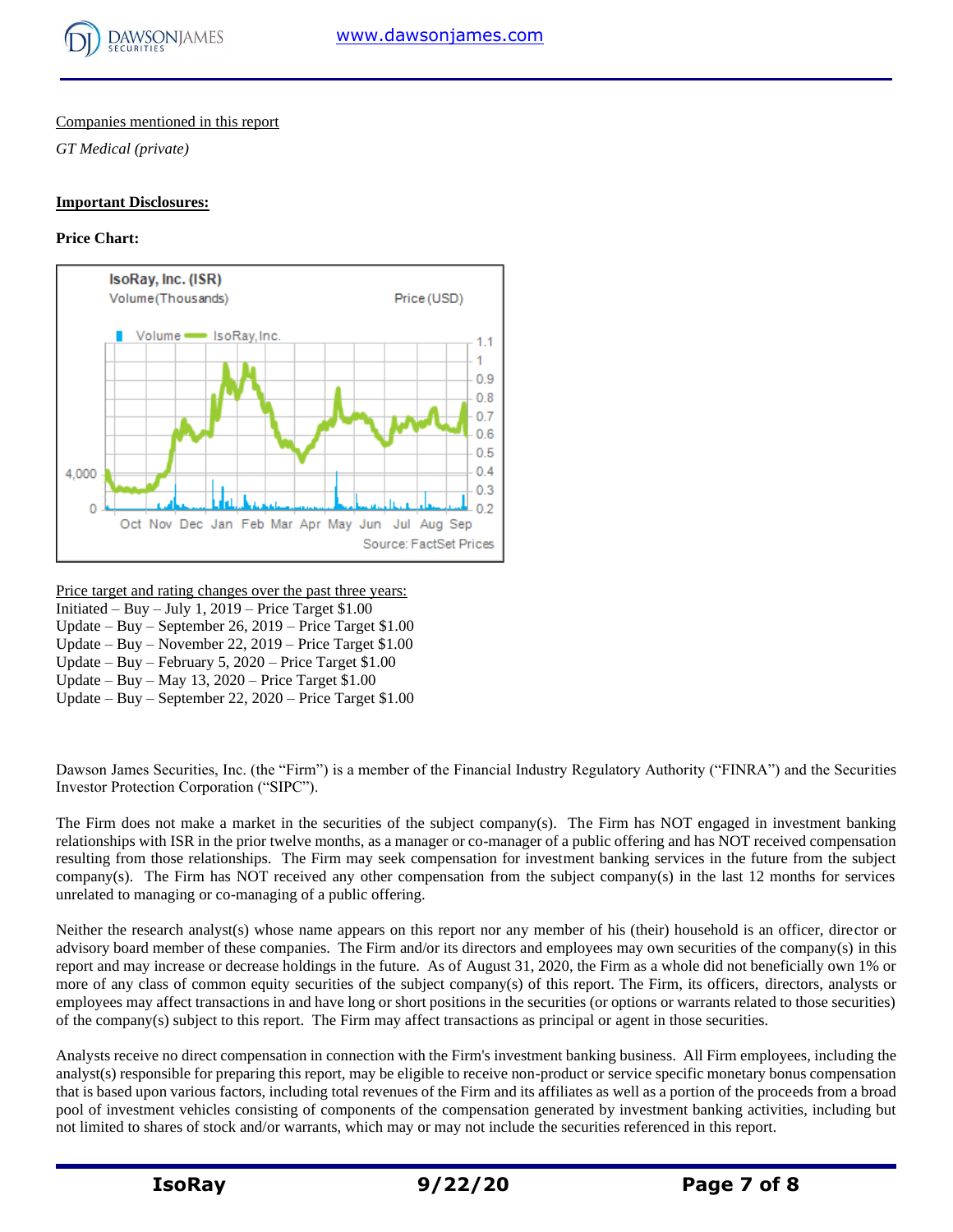Companies mentioned in this report

*GT Medical (private)*

**Important Disclosures:**

**Price Chart:**

Price target and rating changes over the past three years:
Initiated – Buy – July 1, 2019 – Price Target $1.00
Update – Buy – September 26, 2019 – Price Target $1.00
Update – Buy – November 22, 2019 – Price Target $1.00
Update – Buy – February 5, 2020 – Price Target $1.00
Update – Buy – May 13, 2020 – Price Target $1.00
Update – Buy – September 22, 2020 – Price Target $1.00

Dawson James Securities, Inc. (the "Firm") is a member of the Financial Industry Regulatory Authority ("FINRA") and the Securities Investor Protection Corporation ("SIPC").

The Firm does not make a market in the securities of the subject company(s). The Firm has NOT engaged in investment banking relationships with ISR in the prior twelve months, as a manager or co-manager of a public offering and has NOT received compensation resulting from those relationships. The Firm may seek compensation for investment banking services in the future from the subject company(s). The Firm has NOT received any other compensation from the subject company(s) in the last 12 months for services unrelated to managing or co-managing of a public offering.

Neither the research analyst(s) whose name appears on this report nor any member of his (their) household is an officer, director or advisory board member of these companies. The Firm and/or its directors and employees may own securities of the company(s) in this report and may increase or decrease holdings in the future. As of August 31, 2020, the Firm as a whole did not beneficially own 1% or more of any class of common equity securities of the subject company(s) of this report. The Firm, its officers, directors, analysts or employees may affect transactions in and have long or short positions in the securities (or options or warrants related to those securities) of the company(s) subject to this report. The Firm may affect transactions as principal or agent in those securities.

Analysts receive no direct compensation in connection with the Firm's investment banking business. All Firm employees, including the analyst(s) responsible for preparing this report, may be eligible to receive non-product or service specific monetary bonus compensation that is based upon various factors, including total revenues of the Firm and its affiliates as well as a portion of the proceeds from a broad pool of investment vehicles consisting of components of the compensation generated by investment banking activities, including but not limited to shares of stock and/or warrants, which may or may not include the securities referenced in this report.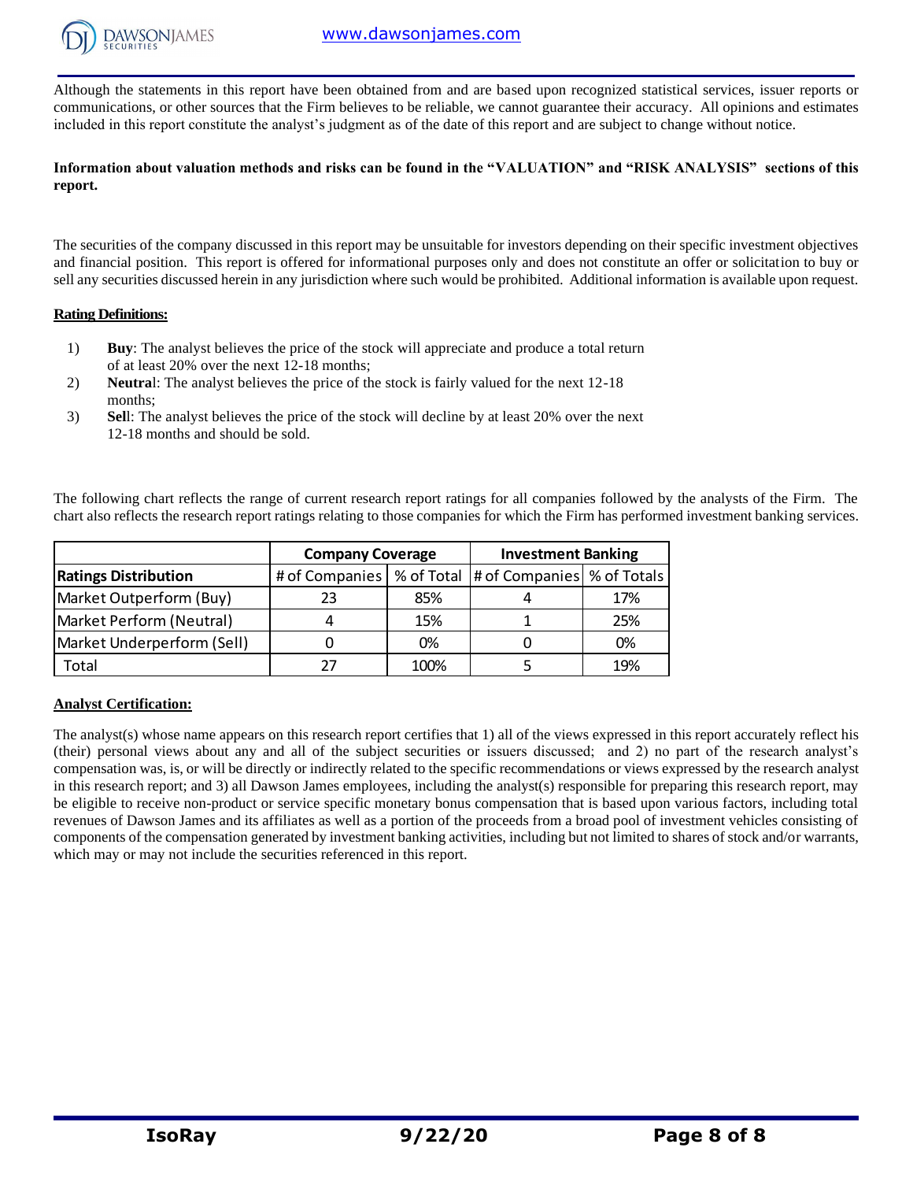Although the statements in this report have been obtained from and are based upon recognized statistical services, issuer reports or communications, or other sources that the Firm believes to be reliable, we cannot guarantee their accuracy. All opinions and estimates included in this report constitute the analyst's judgment as of the date of this report and are subject to change without notice.

**Information about valuation methods and risks can be found in the "VALUATION" and "RISK ANALYSIS" sections of this report.**

The securities of the company discussed in this report may be unsuitable for investors depending on their specific investment objectives and financial position. This report is offered for informational purposes only and does not constitute an offer or solicitation to buy or sell any securities discussed herein in any jurisdiction where such would be prohibited. Additional information is available upon request.

**Rating Definitions:**

1) **Buy**: The analyst believes the price of the stock will appreciate and produce a total return of at least 20% over the next 12-18 months;
2) **Neutral**: The analyst believes the price of the stock is fairly valued for the next 12-18 months;
3) **Sell**: The analyst believes the price of the stock will decline by at least 20% over the next 12-18 months and should be sold.

The following chart reflects the range of current research report ratings for all companies followed by the analysts of the Firm. The chart also reflects the research report ratings relating to those companies for which the Firm has performed investment banking services.

| | Company Coverage | | Investment Banking | |
|---|---|---|---|---|
| **Ratings Distribution** | # of Companies | % of Total | # of Companies | % of Totals |
| Market Outperform (Buy) | 23 | 85% | 4 | 17% |
| Market Perform (Neutral) | 4 | 15% | 1 | 25% |
| Market Underperform (Sell) | 0 | 0% | 0 | 0% |
| Total | 27 | 100% | 5 | 19% |

**Analyst Certification:**

The analyst(s) whose name appears on this research report certifies that 1) all of the views expressed in this report accurately reflect his (their) personal views about any and all of the subject securities or issuers discussed; and 2) no part of the research analyst's compensation was, is, or will be directly or indirectly related to the specific recommendations or views expressed by the research analyst in this research report; and 3) all Dawson James employees, including the analyst(s) responsible for preparing this research report, may be eligible to receive non-product or service specific monetary bonus compensation that is based upon various factors, including total revenues of Dawson James and its affiliates as well as a portion of the proceeds from a broad pool of investment vehicles consisting of components of the compensation generated by investment banking activities, including but not limited to shares of stock and/or warrants, which may or may not include the securities referenced in this report.